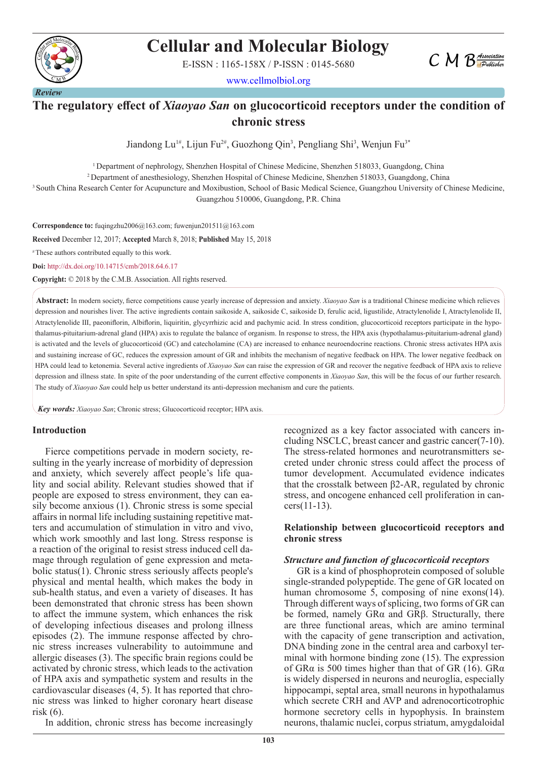Review

# The regulatory effect of *Xiaoyao San* on glucocorticoid receptors under the condition of chronic stress

Jiandong Lu[1#], Lijun Fu[2#], Guozhong Qin[3], Pengliang Shi[3], Wenjun Fu[3*]

[1] Department of nephrology, Shenzhen Hospital of Chinese Medicine, Shenzhen 518033, Guangdong, China

[2] Department of anesthesiology, Shenzhen Hospital of Chinese Medicine, Shenzhen 518033, Guangdong, China

[3] South China Research Center for Acupuncture and Moxibustion, School of Basic Medical Science, Guangzhou University of Chinese Medicine, Guangzhou 510006, Guangdong, P.R. China

**Correspondence to:** fuqingzhu2006@163.com; fuwenjun201511@163.com

**Received** December 12, 2017; **Accepted** March 8, 2018; **Published** May 15, 2018

[#] These authors contributed equally to this work.

**Doi:** http://dx.doi.org/10.14715/cmb/2018.64.6.17

**Copyright:** © 2018 by the C.M.B. Association. All rights reserved.

**Abstract:** In modern society, fierce competitions cause yearly increase of depression and anxiety. *Xiaoyao San* is a traditional Chinese medicine which relieves depression and nourishes liver. The active ingredients contain saikoside A, saikoside C, saikoside D, ferulic acid, ligustilide, Atractylenolide I, Atractylenolide II, Atractylenolide III, paeoniflorin, Albiflorin, liquiritin, glycyrrhizic acid and pachymic acid. In stress condition, glucocorticoid receptors participate in the hypothalamus-pituitarium-adrenal gland (HPA) axis to regulate the balance of organism. In response to stress, the HPA axis (hypothalamus-pituitarium-adrenal gland) is activated and the levels of glucocorticoid (GC) and catecholamine (CA) are increased to enhance neuroendocrine reactions. Chronic stress activates HPA axis and sustaining increase of GC, reduces the expression amount of GR and inhibits the mechanism of negative feedback on HPA. The lower negative feedback on HPA could lead to ketonemia. Several active ingredients of *Xiaoyao San* can raise the expression of GR and recover the negative feedback of HPA axis to relieve depression and illness state. In spite of the poor understanding of the current effective components in *Xiaoyao San*, this will be the focus of our further research. The study of *Xiaoyao San* could help us better understand its anti-depression mechanism and cure the patients.

***Key words:*** *Xiaoyao San*; Chronic stress; Glucocorticoid receptor; HPA axis.

## Introduction

Fierce competitions pervade in modern society, resulting in the yearly increase of morbidity of depression and anxiety, which severely affect people's life quality and social ability. Relevant studies showed that if people are exposed to stress environment, they can easily become anxious (1). Chronic stress is some special affairs in normal life including sustaining repetitive matters and accumulation of stimulation in vitro and vivo, which work smoothly and last long. Stress response is a reaction of the original to resist stress induced cell damage through regulation of gene expression and metabolic status(1). Chronic stress seriously affects people's physical and mental health, which makes the body in sub-health status, and even a variety of diseases. It has been demonstrated that chronic stress has been shown to affect the immune system, which enhances the risk of developing infectious diseases and prolong illness episodes (2). The immune response affected by chronic stress increases vulnerability to autoimmune and allergic diseases (3). The specific brain regions could be activated by chronic stress, which leads to the activation of HPA axis and sympathetic system and results in the cardiovascular diseases (4, 5). It has reported that chronic stress was linked to higher coronary heart disease risk (6).

In addition, chronic stress has become increasingly recognized as a key factor associated with cancers including NSCLC, breast cancer and gastric cancer(7-10). The stress-related hormones and neurotransmitters secreted under chronic stress could affect the process of tumor development. Accumulated evidence indicates that the crosstalk between β2-AR, regulated by chronic stress, and oncogene enhanced cell proliferation in cancers(11-13).

## Relationship between glucocorticoid receptors and chronic stress

### *Structure and function of glucocorticoid receptors*

GR is a kind of phosphoprotein composed of soluble single-stranded polypeptide. The gene of GR located on human chromosome 5, composing of nine exons(14). Through different ways of splicing, two forms of GR can be formed, namely GRα and GRβ. Structurally, there are three functional areas, which are amino terminal with the capacity of gene transcription and activation, DNA binding zone in the central area and carboxyl terminal with hormone binding zone (15). The expression of GRα is 500 times higher than that of GR (16). GRα is widely dispersed in neurons and neuroglia, especially hippocampi, septal area, small neurons in hypothalamus which secrete CRH and AVP and adrenocorticotrophic hormone secretory cells in hypophysis. In brainstem neurons, thalamic nuclei, corpus striatum, amygdaloidal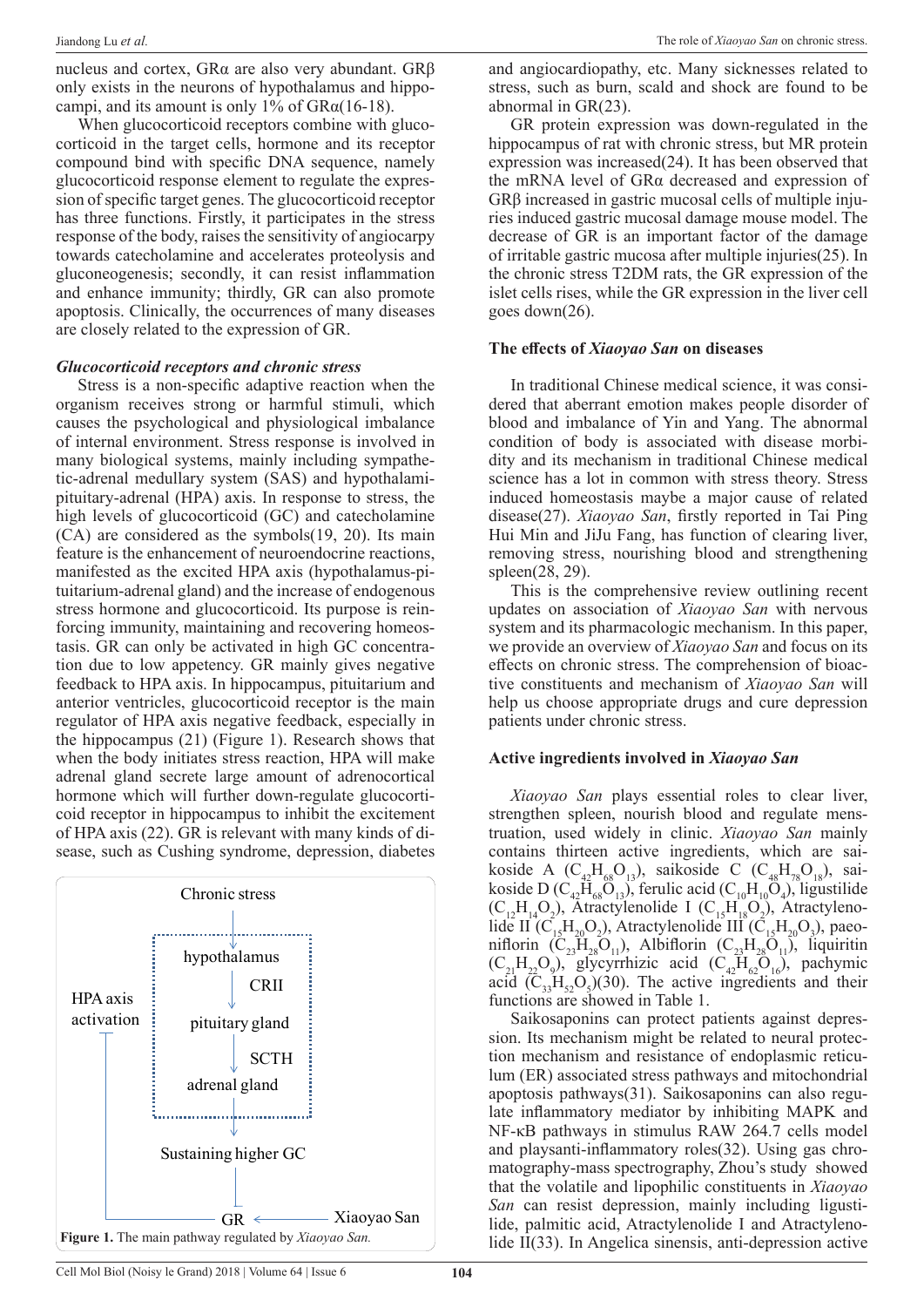nucleus and cortex, GRα are also very abundant. GRβ only exists in the neurons of hypothalamus and hippocampi, and its amount is only 1% of GRα(16-18).

When glucocorticoid receptors combine with glucocorticoid in the target cells, hormone and its receptor compound bind with specific DNA sequence, namely glucocorticoid response element to regulate the expression of specific target genes. The glucocorticoid receptor has three functions. Firstly, it participates in the stress response of the body, raises the sensitivity of angiocarpy towards catecholamine and accelerates proteolysis and gluconeogenesis; secondly, it can resist inflammation and enhance immunity; thirdly, GR can also promote apoptosis. Clinically, the occurrences of many diseases are closely related to the expression of GR.

### *Glucocorticoid receptors and chronic stress*

Stress is a non-specific adaptive reaction when the organism receives strong or harmful stimuli, which causes the psychological and physiological imbalance of internal environment. Stress response is involved in many biological systems, mainly including sympathetic-adrenal medullary system (SAS) and hypothalami-pituitary-adrenal (HPA) axis. In response to stress, the high levels of glucocorticoid (GC) and catecholamine (CA) are considered as the symbols(19, 20). Its main feature is the enhancement of neuroendocrine reactions, manifested as the excited HPA axis (hypothalamus-pituitarium-adrenal gland) and the increase of endogenous stress hormone and glucocorticoid. Its purpose is reinforcing immunity, maintaining and recovering homeostasis. GR can only be activated in high GC concentration due to low appetency. GR mainly gives negative feedback to HPA axis. In hippocampus, pituitarium and anterior ventricles, glucocorticoid receptor is the main regulator of HPA axis negative feedback, especially in the hippocampus (21) (Figure 1). Research shows that when the body initiates stress reaction, HPA will make adrenal gland secrete large amount of adrenocortical hormone which will further down-regulate glucocorticoid receptor in hippocampus to inhibit the excitement of HPA axis (22). GR is relevant with many kinds of disease, such as Cushing syndrome, depression, diabetes and angiocardiopathy, etc. Many sicknesses related to stress, such as burn, scald and shock are found to be abnormal in GR(23).

Chronic stress → hypothalamus → CRII → pituitary gland → SCTH → adrenal gland → Sustaining higher GC ⊣ GR ← Xiaoyao San; GR ⊣ HPA axis activation

**Figure 1.** The main pathway regulated by *Xiaoyao San.*

GR protein expression was down-regulated in the hippocampus of rat with chronic stress, but MR protein expression was increased(24). It has been observed that the mRNA level of GRα decreased and expression of GRβ increased in gastric mucosal cells of multiple injuries induced gastric mucosal damage mouse model. The decrease of GR is an important factor of the damage of irritable gastric mucosa after multiple injuries(25). In the chronic stress T2DM rats, the GR expression of the islet cells rises, while the GR expression in the liver cell goes down(26).

## The effects of *Xiaoyao San* on diseases

In traditional Chinese medical science, it was considered that aberrant emotion makes people disorder of blood and imbalance of Yin and Yang. The abnormal condition of body is associated with disease morbidity and its mechanism in traditional Chinese medical science has a lot in common with stress theory. Stress induced homeostasis maybe a major cause of related disease(27). *Xiaoyao San*, firstly reported in Tai Ping Hui Min and JiJu Fang, has function of clearing liver, removing stress, nourishing blood and strengthening spleen(28, 29).

This is the comprehensive review outlining recent updates on association of *Xiaoyao San* with nervous system and its pharmacologic mechanism. In this paper, we provide an overview of *Xiaoyao San* and focus on its effects on chronic stress. The comprehension of bioactive constituents and mechanism of *Xiaoyao San* will help us choose appropriate drugs and cure depression patients under chronic stress.

## Active ingredients involved in *Xiaoyao San*

*Xiaoyao San* plays essential roles to clear liver, strengthen spleen, nourish blood and regulate menstruation, used widely in clinic. *Xiaoyao San* mainly contains thirteen active ingredients, which are saikoside A ($C_{42}H_{68}O_{13}$), saikoside C ($C_{48}H_{78}O_{18}$), saikoside D ($C_{42}H_{68}O_{13}$), ferulic acid ($C_{10}H_{10}O_4$), ligustilide ($C_{12}H_{14}O_2$), Atractylenolide I ($C_{15}H_{18}O_2$), Atractylenolide II ($C_{15}H_{20}O_2$), Atractylenolide III ($C_{15}H_{20}O_3$), paeoniflorin ($C_{23}H_{28}O_{11}$), Albiflorin ($C_{23}H_{28}O_{11}$), liquiritin ($C_{21}H_{22}O_9$), glycyrrhizic acid ($C_{42}H_{62}O_{16}$), pachymic acid ($C_{33}H_{52}O_5$)(30). The active ingredients and their functions are showed in Table 1.

Saikosaponins can protect patients against depression. Its mechanism might be related to neural protection mechanism and resistance of endoplasmic reticulum (ER) associated stress pathways and mitochondrial apoptosis pathways(31). Saikosaponins can also regulate inflammatory mediator by inhibiting MAPK and NF-κB pathways in stimulus RAW 264.7 cells model and playsanti-inflammatory roles(32). Using gas chromatography-mass spectrography, Zhou's study showed that the volatile and lipophilic constituents in *Xiaoyao San* can resist depression, mainly including ligustilide, palmitic acid, Atractylenolide I and Atractylenolide II(33). In Angelica sinensis, anti-depression active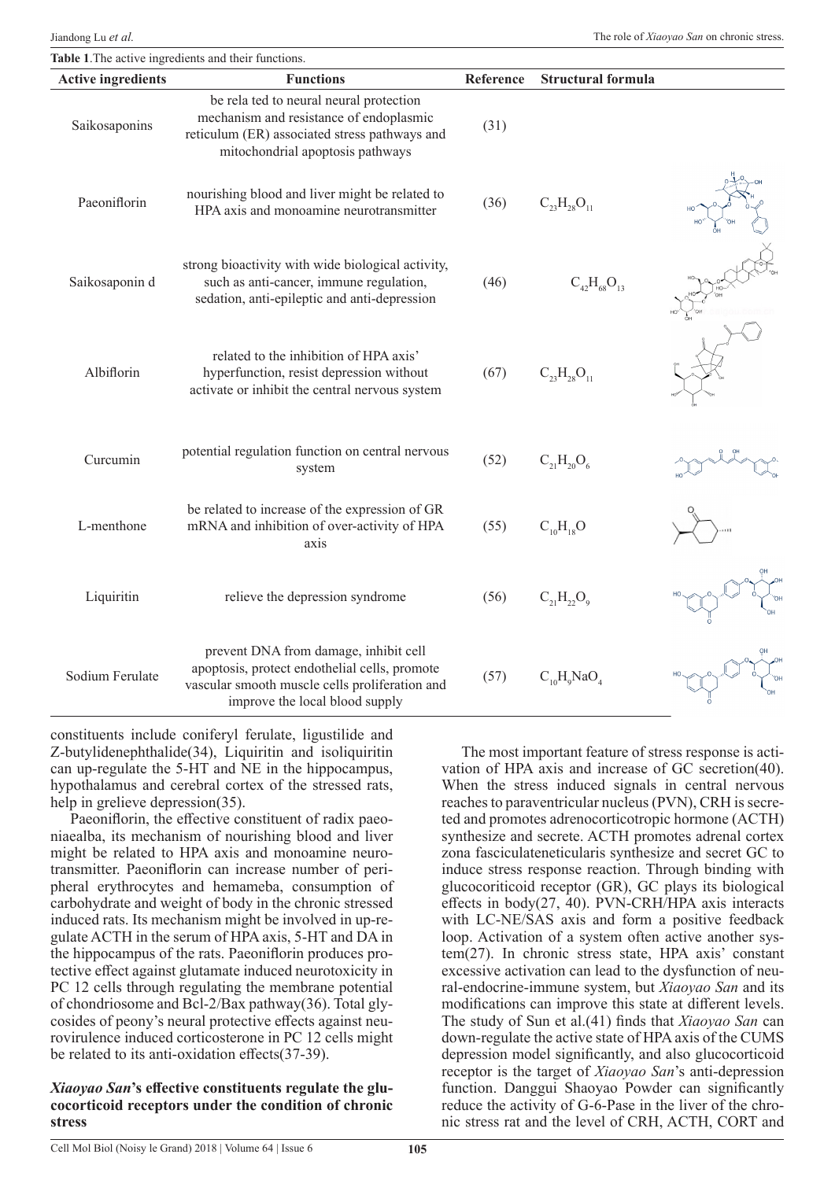**Table 1**.The active ingredients and their functions.

| Active ingredients | Functions | Reference | Structural formula |
|---|---|---|---|
| Saikosaponins | be rela ted to neural neural protection mechanism and resistance of endoplasmic reticulum (ER) associated stress pathways and mitochondrial apoptosis pathways | (31) | |
| Paeoniflorin | nourishing blood and liver might be related to HPA axis and monoamine neurotransmitter | (36) | $C_{23}H_{28}O_{11}$ |
| Saikosaponin d | strong bioactivity with wide biological activity, such as anti-cancer, immune regulation, sedation, anti-epileptic and anti-depression | (46) | $C_{42}H_{68}O_{13}$ |
| Albiflorin | related to the inhibition of HPA axis' hyperfunction, resist depression without activate or inhibit the central nervous system | (67) | $C_{23}H_{28}O_{11}$ |
| Curcumin | potential regulation function on central nervous system | (52) | $C_{21}H_{20}O_{6}$ |
| L-menthone | be related to increase of the expression of GR mRNA and inhibition of over-activity of HPA axis | (55) | $C_{10}H_{18}O$ |
| Liquiritin | relieve the depression syndrome | (56) | $C_{21}H_{22}O_{9}$ |
| Sodium Ferulate | prevent DNA from damage, inhibit cell apoptosis, protect endothelial cells, promote vascular smooth muscle cells proliferation and improve the local blood supply | (57) | $C_{10}H_{9}NaO_{4}$ |

constituents include coniferyl ferulate, ligustilide and Z-butylidenephthalide(34), Liquiritin and isoliquiritin can up-regulate the 5-HT and NE in the hippocampus, hypothalamus and cerebral cortex of the stressed rats, help in grelieve depression(35).

Paeoniflorin, the effective constituent of radix paeoniaealba, its mechanism of nourishing blood and liver might be related to HPA axis and monoamine neurotransmitter. Paeoniflorin can increase number of peripheral erythrocytes and hemameba, consumption of carbohydrate and weight of body in the chronic stressed induced rats. Its mechanism might be involved in up-regulate ACTH in the serum of HPA axis, 5-HT and DA in the hippocampus of the rats. Paeoniflorin produces protective effect against glutamate induced neurotoxicity in PC 12 cells through regulating the membrane potential of chondriosome and Bcl-2/Bax pathway(36). Total glycosides of peony's neural protective effects against neurovirulence induced corticosterone in PC 12 cells might be related to its anti-oxidation effects(37-39).

### *Xiaoyao San*'s effective constituents regulate the glucocorticoid receptors under the condition of chronic stress

The most important feature of stress response is activation of HPA axis and increase of GC secretion(40). When the stress induced signals in central nervous reaches to paraventricular nucleus (PVN), CRH is secreted and promotes adrenocorticotropic hormone (ACTH) synthesize and secrete. ACTH promotes adrenal cortex zona fasciculatenetiŭcularis synthesize and secret GC to induce stress response reaction. Through binding with glucocoriticoid receptor (GR), GC plays its biological effects in body(27, 40). PVN-CRH/HPA axis interacts with LC-NE/SAS axis and form a positive feedback loop. Activation of a system often active another system(27). In chronic stress state, HPA axis' constant excessive activation can lead to the dysfunction of neural-endocrine-immune system, but *Xiaoyao San* and its modifications can improve this state at different levels. The study of Sun et al.(41) finds that *Xiaoyao San* can down-regulate the active state of HPA axis of the CUMS depression model significantly, and also glucocorticoid receptor is the target of *Xiaoyao San*'s anti-depression function. Danggui Shaoyao Powder can significantly reduce the activity of G-6-Pase in the liver of the chronic stress rat and the level of CRH, ACTH, CORT and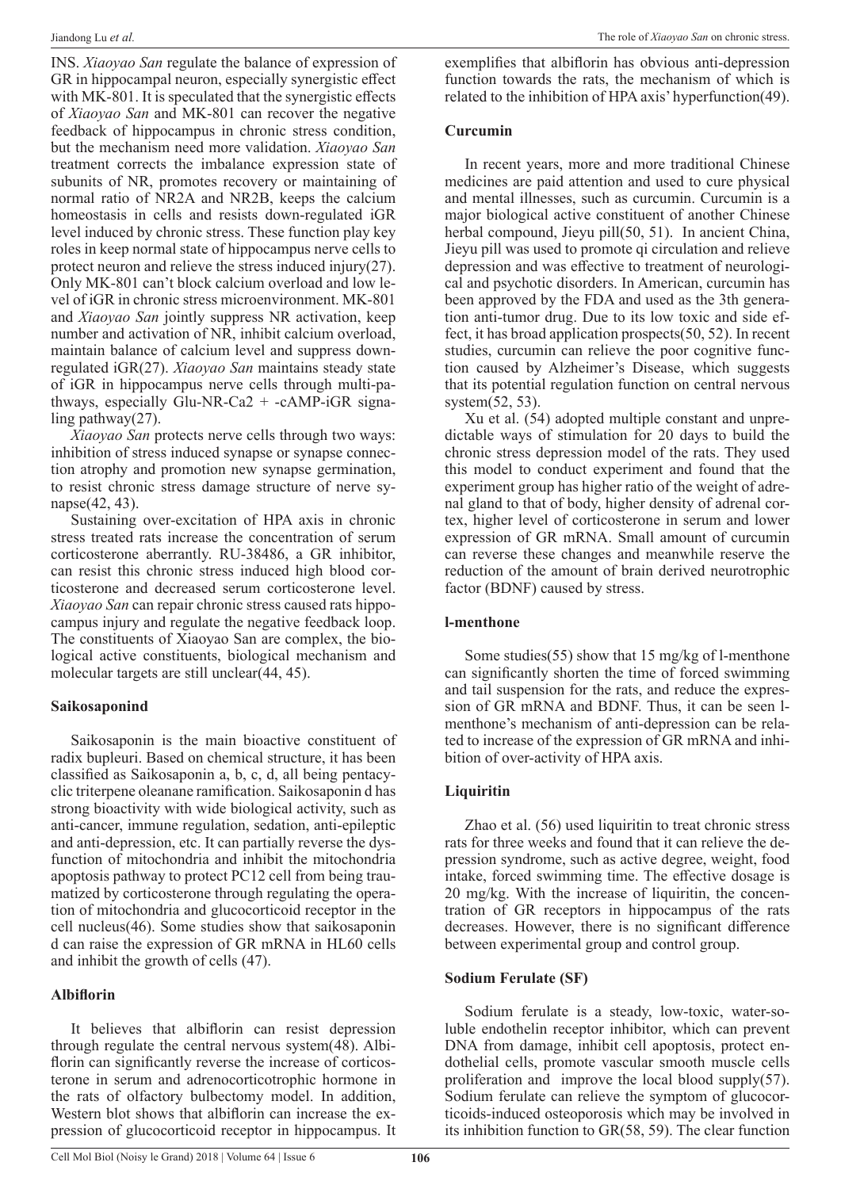INS. *Xiaoyao San* regulate the balance of expression of GR in hippocampal neuron, especially synergistic effect with MK-801. It is speculated that the synergistic effects of *Xiaoyao San* and MK-801 can recover the negative feedback of hippocampus in chronic stress condition, but the mechanism need more validation. *Xiaoyao San* treatment corrects the imbalance expression state of subunits of NR, promotes recovery or maintaining of normal ratio of NR2A and NR2B, keeps the calcium homeostasis in cells and resists down-regulated iGR level induced by chronic stress. These function play key roles in keep normal state of hippocampus nerve cells to protect neuron and relieve the stress induced injury(27). Only MK-801 can't block calcium overload and low level of iGR in chronic stress microenvironment. MK-801 and *Xiaoyao San* jointly suppress NR activation, keep number and activation of NR, inhibit calcium overload, maintain balance of calcium level and suppress down-regulated iGR(27). *Xiaoyao San* maintains steady state of iGR in hippocampus nerve cells through multi-pathways, especially Glu-NR-Ca2 + -cAMP-iGR signaling pathway(27).

*Xiaoyao San* protects nerve cells through two ways: inhibition of stress induced synapse or synapse connection atrophy and promotion new synapse germination, to resist chronic stress damage structure of nerve synapse(42, 43).

Sustaining over-excitation of HPA axis in chronic stress treated rats increase the concentration of serum corticosterone aberrantly. RU-38486, a GR inhibitor, can resist this chronic stress induced high blood corticosterone and decreased serum corticosterone level. *Xiaoyao San* can repair chronic stress caused rats hippocampus injury and regulate the negative feedback loop. The constituents of Xiaoyao San are complex, the biological active constituents, biological mechanism and molecular targets are still unclear(44, 45).

## Saikosaponind

Saikosaponin is the main bioactive constituent of radix bupleuri. Based on chemical structure, it has been classified as Saikosaponin a, b, c, d, all being pentacyclic triterpene oleanane ramification. Saikosaponin d has strong bioactivity with wide biological activity, such as anti-cancer, immune regulation, sedation, anti-epileptic and anti-depression, etc. It can partially reverse the dysfunction of mitochondria and inhibit the mitochondria apoptosis pathway to protect PC12 cell from being traumatized by corticosterone through regulating the operation of mitochondria and glucocorticoid receptor in the cell nucleus(46). Some studies show that saikosaponin d can raise the expression of GR mRNA in HL60 cells and inhibit the growth of cells (47).

## Albiflorin

It believes that albiflorin can resist depression through regulate the central nervous system(48). Albiflorin can significantly reverse the increase of corticosterone in serum and adrenocorticotrophic hormone in the rats of olfactory bulbectomy model. In addition, Western blot shows that albiflorin can increase the expression of glucocorticoid receptor in hippocampus. It exemplifies that albiflorin has obvious anti-depression function towards the rats, the mechanism of which is related to the inhibition of HPA axis' hyperfunction(49).

## Curcumin

In recent years, more and more traditional Chinese medicines are paid attention and used to cure physical and mental illnesses, such as curcumin. Curcumin is a major biological active constituent of another Chinese herbal compound, Jieyu pill(50, 51). In ancient China, Jieyu pill was used to promote qi circulation and relieve depression and was effective to treatment of neurological and psychotic disorders. In American, curcumin has been approved by the FDA and used as the 3th generation anti-tumor drug. Due to its low toxic and side effect, it has broad application prospects(50, 52). In recent studies, curcumin can relieve the poor cognitive function caused by Alzheimer's Disease, which suggests that its potential regulation function on central nervous system(52, 53).

Xu et al. (54) adopted multiple constant and unpredictable ways of stimulation for 20 days to build the chronic stress depression model of the rats. They used this model to conduct experiment and found that the experiment group has higher ratio of the weight of adrenal gland to that of body, higher density of adrenal cortex, higher level of corticosterone in serum and lower expression of GR mRNA. Small amount of curcumin can reverse these changes and meanwhile reserve the reduction of the amount of brain derived neurotrophic factor (BDNF) caused by stress.

## l-menthone

Some studies(55) show that 15 mg/kg of l-menthone can significantly shorten the time of forced swimming and tail suspension for the rats, and reduce the expression of GR mRNA and BDNF. Thus, it can be seen l-menthone's mechanism of anti-depression can be related to increase of the expression of GR mRNA and inhibition of over-activity of HPA axis.

## Liquiritin

Zhao et al. (56) used liquiritin to treat chronic stress rats for three weeks and found that it can relieve the depression syndrome, such as active degree, weight, food intake, forced swimming time. The effective dosage is 20 mg/kg. With the increase of liquiritin, the concentration of GR receptors in hippocampus of the rats decreases. However, there is no significant difference between experimental group and control group.

## Sodium Ferulate (SF)

Sodium ferulate is a steady, low-toxic, water-soluble endothelin receptor inhibitor, which can prevent DNA from damage, inhibit cell apoptosis, protect endothelial cells, promote vascular smooth muscle cells proliferation and improve the local blood supply(57). Sodium ferulate can relieve the symptom of glucocorticoids-induced osteoporosis which may be involved in its inhibition function to GR(58, 59). The clear function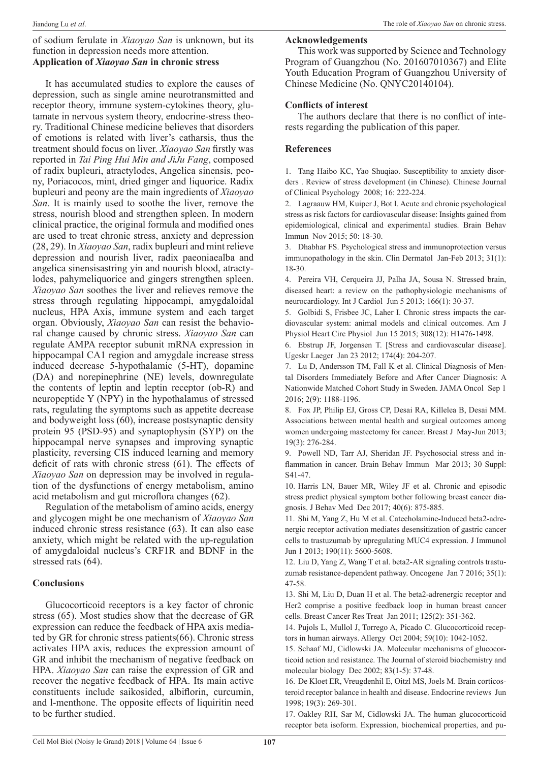of sodium ferulate in *Xiaoyao San* is unknown, but its function in depression needs more attention.

**Application of *Xiaoyao San* in chronic stress**

It has accumulated studies to explore the causes of depression, such as single amine neurotransmitted and receptor theory, immune system-cytokines theory, glutamate in nervous system theory, endocrine-stress theory. Traditional Chinese medicine believes that disorders of emotions is related with liver's catharsis, thus the treatment should focus on liver. *Xiaoyao San* firstly was reported in *Tai Ping Hui Min and JiJu Fang*, composed of radix bupleuri, atractylodes, Angelica sinensis, peony, Poriacocos, mint, dried ginger and liquorice. Radix bupleuri and peony are the main ingredients of *Xiaoyao San*. It is mainly used to soothe the liver, remove the stress, nourish blood and strengthen spleen. In modern clinical practice, the original formula and modified ones are used to treat chronic stress, anxiety and depression (28, 29). In *Xiaoyao San*, radix bupleuri and mint relieve depression and nourish liver, radix paeoniaealba and angelica sinensisastring yin and nourish blood, atractylodes, pahymeliquorice and gingers strengthen spleen. *Xiaoyao San* soothes the liver and relieves remove the stress through regulating hippocampi, amygdaloidal nucleus, HPA Axis, immune system and each target organ. Obviously, *Xiaoyao San* can resist the behavioral change caused by chronic stress. *Xiaoyao San* can regulate AMPA receptor subunit mRNA expression in hippocampal CA1 region and amygdale increase stress induced decrease 5-hypothalamic (5-HT), dopamine (DA) and norepinephrine (NE) levels, downregulate the contents of leptin and leptin receptor (ob-R) and neuropeptide Y (NPY) in the hypothalamus of stressed rats, regulating the symptoms such as appetite decrease and bodyweight loss (60), increase postsynaptic density protein 95 (PSD-95) and synaptophysin (SYP) on the hippocampal nerve synapses and improving synaptic plasticity, reversing CIS induced learning and memory deficit of rats with chronic stress (61). The effects of *Xiaoyao San* on depression may be involved in regulation of the dysfunctions of energy metabolism, amino acid metabolism and gut microflora changes (62).

Regulation of the metabolism of amino acids, energy and glycogen might be one mechanism of *Xiaoyao San* induced chronic stress resistance (63). It can also ease anxiety, which might be related with the up-regulation of amygdaloidal nucleus's CRF1R and BDNF in the stressed rats (64).

## Conclusions

Glucocorticoid receptors is a key factor of chronic stress (65). Most studies show that the decrease of GR expression can reduce the feedback of HPA axis mediated by GR for chronic stress patients(66). Chronic stress activates HPA axis, reduces the expression amount of GR and inhibit the mechanism of negative feedback on HPA. *Xiaoyao San* can raise the expression of GR and recover the negative feedback of HPA. Its main active constituents include saikosided, albiflorin, curcumin, and l-menthone. The opposite effects of liquiritin need to be further studied.

## Acknowledgements

This work was supported by Science and Technology Program of Guangzhou (No. 201607010367) and Elite Youth Education Program of Guangzhou University of Chinese Medicine (No. QNYC20140104).

## Conflicts of interest

The authors declare that there is no conflict of interests regarding the publication of this paper.

## References

1. Tang Haibo KC, Yao Shuqiao. Susceptibility to anxiety disorders . Review of stress development (in Chinese). Chinese Journal of Clinical Psychology 2008; 16: 222-224.
2. Lagraauw HM, Kuiper J, Bot I. Acute and chronic psychological stress as risk factors for cardiovascular disease: Insights gained from epidemiological, clinical and experimental studies. Brain Behav Immun Nov 2015; 50: 18-30.
3. Dhabhar FS. Psychological stress and immunoprotection versus immunopathology in the skin. Clin Dermatol Jan-Feb 2013; 31(1): 18-30.
4. Pereira VH, Cerqueira JJ, Palha JA, Sousa N. Stressed brain, diseased heart: a review on the pathophysiologic mechanisms of neurocardiology. Int J Cardiol Jun 5 2013; 166(1): 30-37.
5. Golbidi S, Frisbee JC, Laher I. Chronic stress impacts the cardiovascular system: animal models and clinical outcomes. Am J Physiol Heart Circ Physiol Jun 15 2015; 308(12): H1476-1498.
6. Ebstrup JF, Jorgensen T. [Stress and cardiovascular disease]. Ugeskr Laeger Jan 23 2012; 174(4): 204-207.
7. Lu D, Andersson TM, Fall K et al. Clinical Diagnosis of Mental Disorders Immediately Before and After Cancer Diagnosis: A Nationwide Matched Cohort Study in Sweden. JAMA Oncol Sep 1 2016; 2(9): 1188-1196.
8. Fox JP, Philip EJ, Gross CP, Desai RA, Killelea B, Desai MM. Associations between mental health and surgical outcomes among women undergoing mastectomy for cancer. Breast J May-Jun 2013; 19(3): 276-284.
9. Powell ND, Tarr AJ, Sheridan JF. Psychosocial stress and inflammation in cancer. Brain Behav Immun Mar 2013; 30 Suppl: S41-47.
10. Harris LN, Bauer MR, Wiley JF et al. Chronic and episodic stress predict physical symptom bother following breast cancer diagnosis. J Behav Med Dec 2017; 40(6): 875-885.
11. Shi M, Yang Z, Hu M et al. Catecholamine-Induced beta2-adrenergic receptor activation mediates desensitization of gastric cancer cells to trastuzumab by upregulating MUC4 expression. J Immunol Jun 1 2013; 190(11): 5600-5608.
12. Liu D, Yang Z, Wang T et al. beta2-AR signaling controls trastuzumab resistance-dependent pathway. Oncogene Jan 7 2016; 35(1): 47-58.
13. Shi M, Liu D, Duan H et al. The beta2-adrenergic receptor and Her2 comprise a positive feedback loop in human breast cancer cells. Breast Cancer Res Treat Jan 2011; 125(2): 351-362.
14. Pujols L, Mullol J, Torrego A, Picado C. Glucocorticoid receptors in human airways. Allergy Oct 2004; 59(10): 1042-1052.
15. Schaaf MJ, Cidlowski JA. Molecular mechanisms of glucocorticoid action and resistance. The Journal of steroid biochemistry and molecular biology Dec 2002; 83(1-5): 37-48.
16. De Kloet ER, Vreugdenhil E, Oitzl MS, Joels M. Brain corticosteroid receptor balance in health and disease. Endocrine reviews Jun 1998; 19(3): 269-301.
17. Oakley RH, Sar M, Cidlowski JA. The human glucocorticoid receptor beta isoform. Expression, biochemical properties, and pu-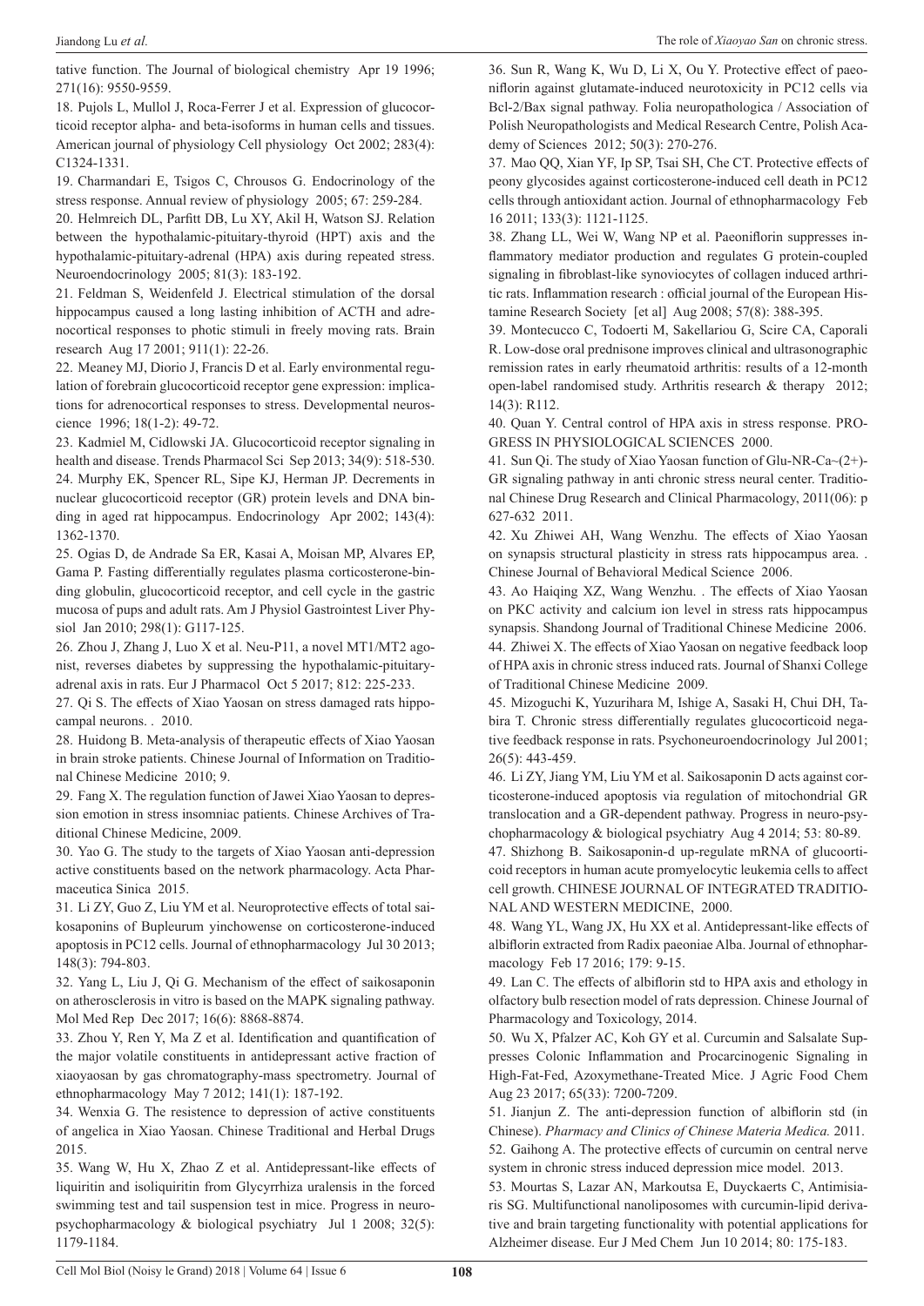tative function. The Journal of biological chemistry Apr 19 1996; 271(16): 9550-9559.

18. Pujols L, Mullol J, Roca-Ferrer J et al. Expression of glucocorticoid receptor alpha- and beta-isoforms in human cells and tissues. American journal of physiology Cell physiology Oct 2002; 283(4): C1324-1331.

19. Charmandari E, Tsigos C, Chrousos G. Endocrinology of the stress response. Annual review of physiology 2005; 67: 259-284.

20. Helmreich DL, Parfitt DB, Lu XY, Akil H, Watson SJ. Relation between the hypothalamic-pituitary-thyroid (HPT) axis and the hypothalamic-pituitary-adrenal (HPA) axis during repeated stress. Neuroendocrinology 2005; 81(3): 183-192.

21. Feldman S, Weidenfeld J. Electrical stimulation of the dorsal hippocampus caused a long lasting inhibition of ACTH and adrenocortical responses to photic stimuli in freely moving rats. Brain research Aug 17 2001; 911(1): 22-26.

22. Meaney MJ, Diorio J, Francis D et al. Early environmental regulation of forebrain glucocorticoid receptor gene expression: implications for adrenocortical responses to stress. Developmental neuroscience 1996; 18(1-2): 49-72.

23. Kadmiel M, Cidlowski JA. Glucocorticoid receptor signaling in health and disease. Trends Pharmacol Sci Sep 2013; 34(9): 518-530.

24. Murphy EK, Spencer RL, Sipe KJ, Herman JP. Decrements in nuclear glucocorticoid receptor (GR) protein levels and DNA binding in aged rat hippocampus. Endocrinology Apr 2002; 143(4): 1362-1370.

25. Ogias D, de Andrade Sa ER, Kasai A, Moisan MP, Alvares EP, Gama P. Fasting differentially regulates plasma corticosterone-binding globulin, glucocorticoid receptor, and cell cycle in the gastric mucosa of pups and adult rats. Am J Physiol Gastrointest Liver Physiol Jan 2010; 298(1): G117-125.

26. Zhou J, Zhang J, Luo X et al. Neu-P11, a novel MT1/MT2 agonist, reverses diabetes by suppressing the hypothalamic-pituitary-adrenal axis in rats. Eur J Pharmacol Oct 5 2017; 812: 225-233.

27. Qi S. The effects of Xiao Yaosan on stress damaged rats hippocampal neurons. . 2010.

28. Huidong B. Meta-analysis of therapeutic effects of Xiao Yaosan in brain stroke patients. Chinese Journal of Information on Traditional Chinese Medicine 2010; 9.

29. Fang X. The regulation function of Jawei Xiao Yaosan to depression emotion in stress insomniac patients. Chinese Archives of Traditional Chinese Medicine, 2009.

30. Yao G. The study to the targets of Xiao Yaosan anti-depression active constituents based on the network pharmacology. Acta Pharmaceutica Sinica 2015.

31. Li ZY, Guo Z, Liu YM et al. Neuroprotective effects of total saikosaponins of Bupleurum yinchowense on corticosterone-induced apoptosis in PC12 cells. Journal of ethnopharmacology Jul 30 2013; 148(3): 794-803.

32. Yang L, Liu J, Qi G. Mechanism of the effect of saikosaponin on atherosclerosis in vitro is based on the MAPK signaling pathway. Mol Med Rep Dec 2017; 16(6): 8868-8874.

33. Zhou Y, Ren Y, Ma Z et al. Identification and quantification of the major volatile constituents in antidepressant active fraction of xiaoyaosan by gas chromatography-mass spectrometry. Journal of ethnopharmacology May 7 2012; 141(1): 187-192.

34. Wenxia G. The resistence to depression of active constituents of angelica in Xiao Yaosan. Chinese Traditional and Herbal Drugs 2015.

35. Wang W, Hu X, Zhao Z et al. Antidepressant-like effects of liquiritin and isoliquiritin from Glycyrrhiza uralensis in the forced swimming test and tail suspension test in mice. Progress in neuro-psychopharmacology & biological psychiatry Jul 1 2008; 32(5): 1179-1184.

36. Sun R, Wang K, Wu D, Li X, Ou Y. Protective effect of paeoniflorin against glutamate-induced neurotoxicity in PC12 cells via Bcl-2/Bax signal pathway. Folia neuropathologica / Association of Polish Neuropathologists and Medical Research Centre, Polish Academy of Sciences 2012; 50(3): 270-276.

37. Mao QQ, Xian YF, Ip SP, Tsai SH, Che CT. Protective effects of peony glycosides against corticosterone-induced cell death in PC12 cells through antioxidant action. Journal of ethnopharmacology Feb 16 2011; 133(3): 1121-1125.

38. Zhang LL, Wei W, Wang NP et al. Paeoniflorin suppresses inflammatory mediator production and regulates G protein-coupled signaling in fibroblast-like synoviocytes of collagen induced arthritic rats. Inflammation research : official journal of the European Histamine Research Society [et al] Aug 2008; 57(8): 388-395.

39. Montecucco C, Todoerti M, Sakellariou G, Scire CA, Caporali R. Low-dose oral prednisone improves clinical and ultrasonographic remission rates in early rheumatoid arthritis: results of a 12-month open-label randomised study. Arthritis research & therapy 2012; 14(3): R112.

40. Quan Y. Central control of HPA axis in stress response. PROGRESS IN PHYSIOLOGICAL SCIENCES 2000.

41. Sun Qi. The study of Xiao Yaosan function of Glu-NR-Ca~(2+)-GR signaling pathway in anti chronic stress neural center. Traditional Chinese Drug Research and Clinical Pharmacology, 2011(06): p 627-632 2011.

42. Xu Zhiwei AH, Wang Wenzhu. The effects of Xiao Yaosan on synapsis structural plasticity in stress rats hippocampus area. . Chinese Journal of Behavioral Medical Science 2006.

43. Ao Haiqing XZ, Wang Wenzhu. . The effects of Xiao Yaosan on PKC activity and calcium ion level in stress rats hippocampus synapsis. Shandong Journal of Traditional Chinese Medicine 2006.

44. Zhiwei X. The effects of Xiao Yaosan on negative feedback loop of HPA axis in chronic stress induced rats. Journal of Shanxi College of Traditional Chinese Medicine 2009.

45. Mizoguchi K, Yuzurihara M, Ishige A, Sasaki H, Chui DH, Tabira T. Chronic stress differentially regulates glucocorticoid negative feedback response in rats. Psychoneuroendocrinology Jul 2001; 26(5): 443-459.

46. Li ZY, Jiang YM, Liu YM et al. Saikosaponin D acts against corticosterone-induced apoptosis via regulation of mitochondrial GR translocation and a GR-dependent pathway. Progress in neuro-psychopharmacology & biological psychiatry Aug 4 2014; 53: 80-89.

47. Shizhong B. Saikosaponin-d up-regulate mRNA of glucoorticoid receptors in human acute promyelocytic leukemia cells to affect cell growth. CHINESE JOURNAL OF INTEGRATED TRADITIONAL AND WESTERN MEDICINE, 2000.

48. Wang YL, Wang JX, Hu XX et al. Antidepressant-like effects of albiflorin extracted from Radix paeoniae Alba. Journal of ethnopharmacology Feb 17 2016; 179: 9-15.

49. Lan C. The effects of albiflorin std to HPA axis and ethology in olfactory bulb resection model of rats depression. Chinese Journal of Pharmacology and Toxicology, 2014.

50. Wu X, Pfalzer AC, Koh GY et al. Curcumin and Salsalate Suppresses Colonic Inflammation and Procarcinogenic Signaling in High-Fat-Fed, Azoxymethane-Treated Mice. J Agric Food Chem Aug 23 2017; 65(33): 7200-7209.

51. Jianjun Z. The anti-depression function of albiflorin std (in Chinese). *Pharmacy and Clinics of Chinese Materia Medica.* 2011.

52. Gaihong A. The protective effects of curcumin on central nerve system in chronic stress induced depression mice model. 2013.

53. Mourtas S, Lazar AN, Markoutsa E, Duyckaerts C, Antimisiaris SG. Multifunctional nanoliposomes with curcumin-lipid derivative and brain targeting functionality with potential applications for Alzheimer disease. Eur J Med Chem Jun 10 2014; 80: 175-183.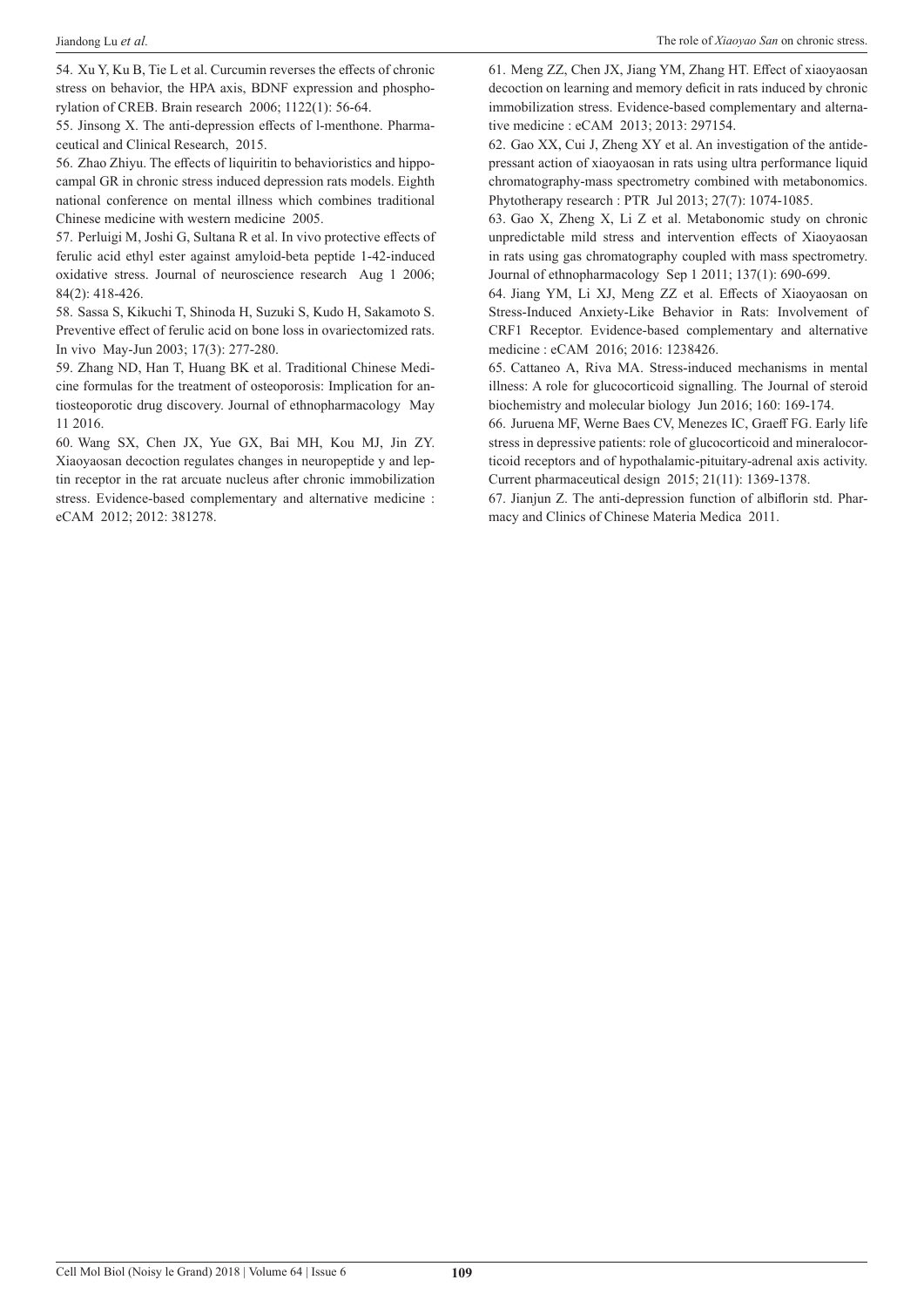54. Xu Y, Ku B, Tie L et al. Curcumin reverses the effects of chronic stress on behavior, the HPA axis, BDNF expression and phosphorylation of CREB. Brain research 2006; 1122(1): 56-64.

55. Jinsong X. The anti-depression effects of l-menthone. Pharmaceutical and Clinical Research, 2015.

56. Zhao Zhiyu. The effects of liquiritin to behavioristics and hippocampal GR in chronic stress induced depression rats models. Eighth national conference on mental illness which combines traditional Chinese medicine with western medicine 2005.

57. Perluigi M, Joshi G, Sultana R et al. In vivo protective effects of ferulic acid ethyl ester against amyloid-beta peptide 1-42-induced oxidative stress. Journal of neuroscience research Aug 1 2006; 84(2): 418-426.

58. Sassa S, Kikuchi T, Shinoda H, Suzuki S, Kudo H, Sakamoto S. Preventive effect of ferulic acid on bone loss in ovariectomized rats. In vivo May-Jun 2003; 17(3): 277-280.

59. Zhang ND, Han T, Huang BK et al. Traditional Chinese Medicine formulas for the treatment of osteoporosis: Implication for antiosteoporotic drug discovery. Journal of ethnopharmacology May 11 2016.

60. Wang SX, Chen JX, Yue GX, Bai MH, Kou MJ, Jin ZY. Xiaoyaosan decoction regulates changes in neuropeptide y and leptin receptor in the rat arcuate nucleus after chronic immobilization stress. Evidence-based complementary and alternative medicine : eCAM 2012; 2012: 381278.

61. Meng ZZ, Chen JX, Jiang YM, Zhang HT. Effect of xiaoyaosan decoction on learning and memory deficit in rats induced by chronic immobilization stress. Evidence-based complementary and alternative medicine : eCAM 2013; 2013: 297154.

62. Gao XX, Cui J, Zheng XY et al. An investigation of the antidepressant action of xiaoyaosan in rats using ultra performance liquid chromatography-mass spectrometry combined with metabonomics. Phytotherapy research : PTR Jul 2013; 27(7): 1074-1085.

63. Gao X, Zheng X, Li Z et al. Metabonomic study on chronic unpredictable mild stress and intervention effects of Xiaoyaosan in rats using gas chromatography coupled with mass spectrometry. Journal of ethnopharmacology Sep 1 2011; 137(1): 690-699.

64. Jiang YM, Li XJ, Meng ZZ et al. Effects of Xiaoyaosan on Stress-Induced Anxiety-Like Behavior in Rats: Involvement of CRF1 Receptor. Evidence-based complementary and alternative medicine : eCAM 2016; 2016: 1238426.

65. Cattaneo A, Riva MA. Stress-induced mechanisms in mental illness: A role for glucocorticoid signalling. The Journal of steroid biochemistry and molecular biology Jun 2016; 160: 169-174.

66. Juruena MF, Werne Baes CV, Menezes IC, Graeff FG. Early life stress in depressive patients: role of glucocorticoid and mineralocorticoid receptors and of hypothalamic-pituitary-adrenal axis activity. Current pharmaceutical design 2015; 21(11): 1369-1378.

67. Jianjun Z. The anti-depression function of albiflorin std. Pharmacy and Clinics of Chinese Materia Medica 2011.